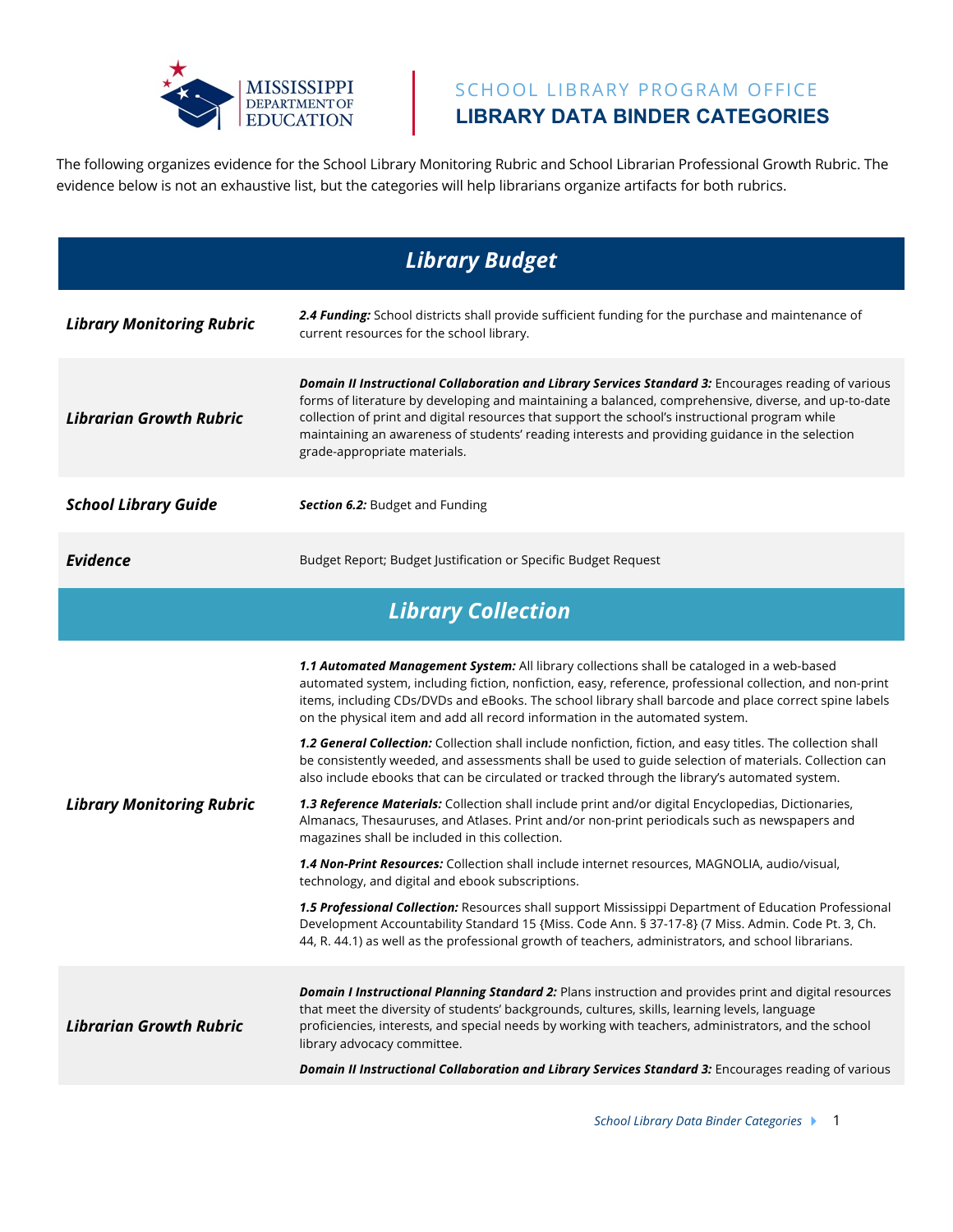# SCHOOL LIBRARY PROGRAM OFFICE
## LIBRARY DATA BINDER CATEGORIES

The following organizes evidence for the School Library Monitoring Rubric and School Librarian Professional Growth Rubric. The evidence below is not an exhaustive list, but the categories will help librarians organize artifacts for both rubrics.

## *Library Budget*

| | |
|---|---|
| ***Library Monitoring Rubric*** | ***2.4 Funding:*** School districts shall provide sufficient funding for the purchase and maintenance of current resources for the school library. |
| ***Librarian Growth Rubric*** | ***Domain II Instructional Collaboration and Library Services Standard 3:*** Encourages reading of various forms of literature by developing and maintaining a balanced, comprehensive, diverse, and up-to-date collection of print and digital resources that support the school's instructional program while maintaining an awareness of students' reading interests and providing guidance in the selection grade-appropriate materials. |
| ***School Library Guide*** | ***Section 6.2:*** Budget and Funding |
| ***Evidence*** | Budget Report; Budget Justification or Specific Budget Request |

## *Library Collection*

| | |
|---|---|
| ***Library Monitoring Rubric*** | ***1.1 Automated Management System:*** All library collections shall be cataloged in a web-based automated system, including fiction, nonfiction, easy, reference, professional collection, and non-print items, including CDs/DVDs and eBooks. The school library shall barcode and place correct spine labels on the physical item and add all record information in the automated system.<br><br>***1.2 General Collection:*** Collection shall include nonfiction, fiction, and easy titles. The collection shall be consistently weeded, and assessments shall be used to guide selection of materials. Collection can also include ebooks that can be circulated or tracked through the library's automated system.<br><br>***1.3 Reference Materials:*** Collection shall include print and/or digital Encyclopedias, Dictionaries, Almanacs, Thesauruses, and Atlases. Print and/or non-print periodicals such as newspapers and magazines shall be included in this collection.<br><br>***1.4 Non-Print Resources:*** Collection shall include internet resources, MAGNOLIA, audio/visual, technology, and digital and ebook subscriptions.<br><br>***1.5 Professional Collection:*** Resources shall support Mississippi Department of Education Professional Development Accountability Standard 15 {Miss. Code Ann. § 37-17-8} (7 Miss. Admin. Code Pt. 3, Ch. 44, R. 44.1) as well as the professional growth of teachers, administrators, and school librarians. |
| ***Librarian Growth Rubric*** | ***Domain I Instructional Planning Standard 2:*** Plans instruction and provides print and digital resources that meet the diversity of students' backgrounds, cultures, skills, learning levels, language proficiencies, interests, and special needs by working with teachers, administrators, and the school library advocacy committee.<br><br>***Domain II Instructional Collaboration and Library Services Standard 3:*** Encourages reading of various |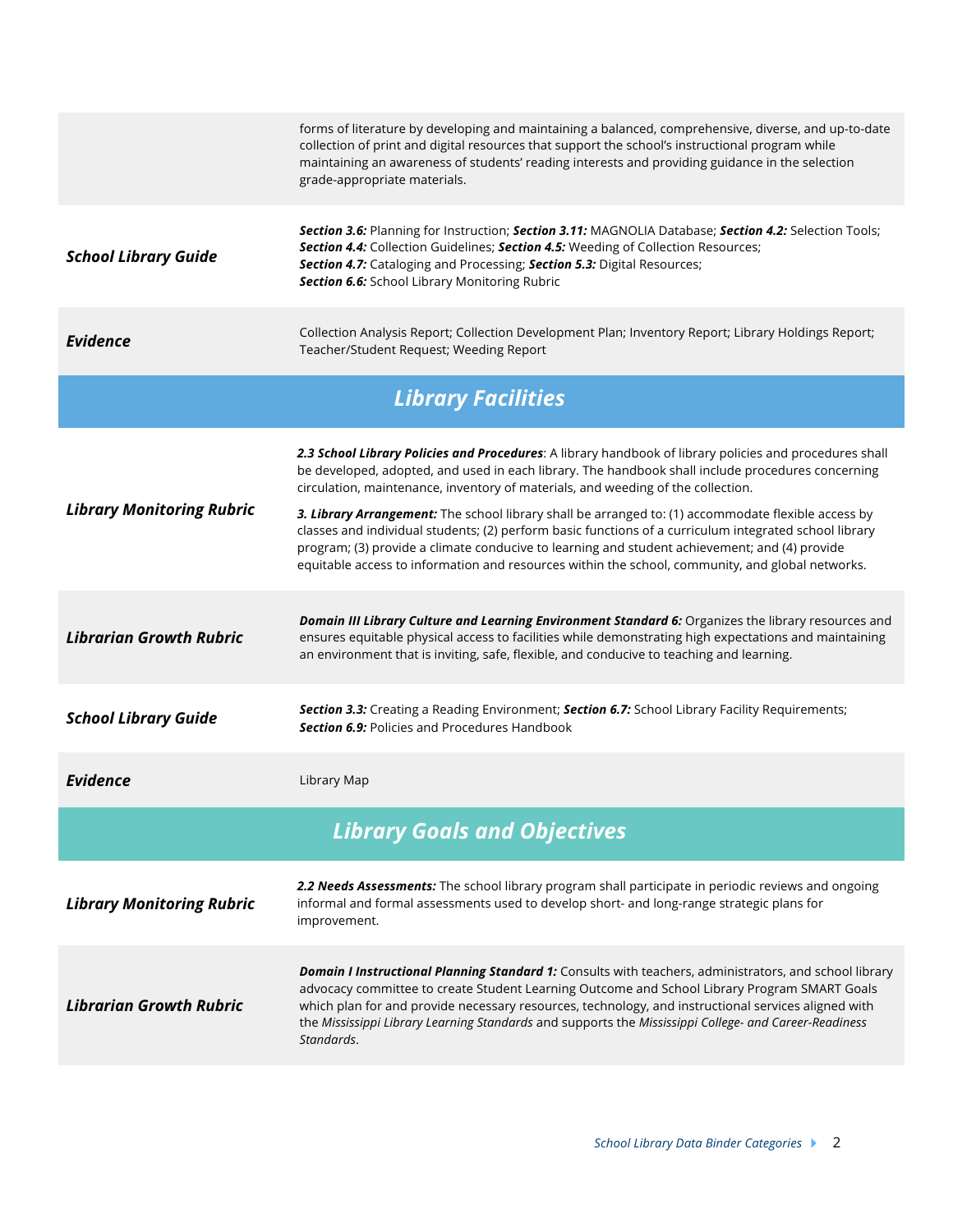| | |
|---|---|
| | forms of literature by developing and maintaining a balanced, comprehensive, diverse, and up-to-date collection of print and digital resources that support the school's instructional program while maintaining an awareness of students' reading interests and providing guidance in the selection grade-appropriate materials. |
| ***School Library Guide*** | ***Section 3.6:*** Planning for Instruction; ***Section 3.11:*** MAGNOLIA Database; ***Section 4.2:*** Selection Tools; ***Section 4.4:*** Collection Guidelines; ***Section 4.5:*** Weeding of Collection Resources; ***Section 4.7:*** Cataloging and Processing; ***Section 5.3:*** Digital Resources; ***Section 6.6:*** School Library Monitoring Rubric |
| ***Evidence*** | Collection Analysis Report; Collection Development Plan; Inventory Report; Library Holdings Report; Teacher/Student Request; Weeding Report |

## *Library Facilities*

| | |
|---|---|
| ***Library Monitoring Rubric*** | ***2.3 School Library Policies and Procedures***: A library handbook of library policies and procedures shall be developed, adopted, and used in each library. The handbook shall include procedures concerning circulation, maintenance, inventory of materials, and weeding of the collection.<br><br>***3. Library Arrangement:*** The school library shall be arranged to: (1) accommodate flexible access by classes and individual students; (2) perform basic functions of a curriculum integrated school library program; (3) provide a climate conducive to learning and student achievement; and (4) provide equitable access to information and resources within the school, community, and global networks. |
| ***Librarian Growth Rubric*** | ***Domain III Library Culture and Learning Environment Standard 6:*** Organizes the library resources and ensures equitable physical access to facilities while demonstrating high expectations and maintaining an environment that is inviting, safe, flexible, and conducive to teaching and learning. |
| ***School Library Guide*** | ***Section 3.3:*** Creating a Reading Environment; ***Section 6.7:*** School Library Facility Requirements; ***Section 6.9:*** Policies and Procedures Handbook |
| ***Evidence*** | Library Map |

## *Library Goals and Objectives*

| | |
|---|---|
| ***Library Monitoring Rubric*** | ***2.2 Needs Assessments:*** The school library program shall participate in periodic reviews and ongoing informal and formal assessments used to develop short- and long-range strategic plans for improvement. |
| ***Librarian Growth Rubric*** | ***Domain I Instructional Planning Standard 1:*** Consults with teachers, administrators, and school library advocacy committee to create Student Learning Outcome and School Library Program SMART Goals which plan for and provide necessary resources, technology, and instructional services aligned with the *Mississippi Library Learning Standards* and supports the *Mississippi College- and Career-Readiness Standards*. |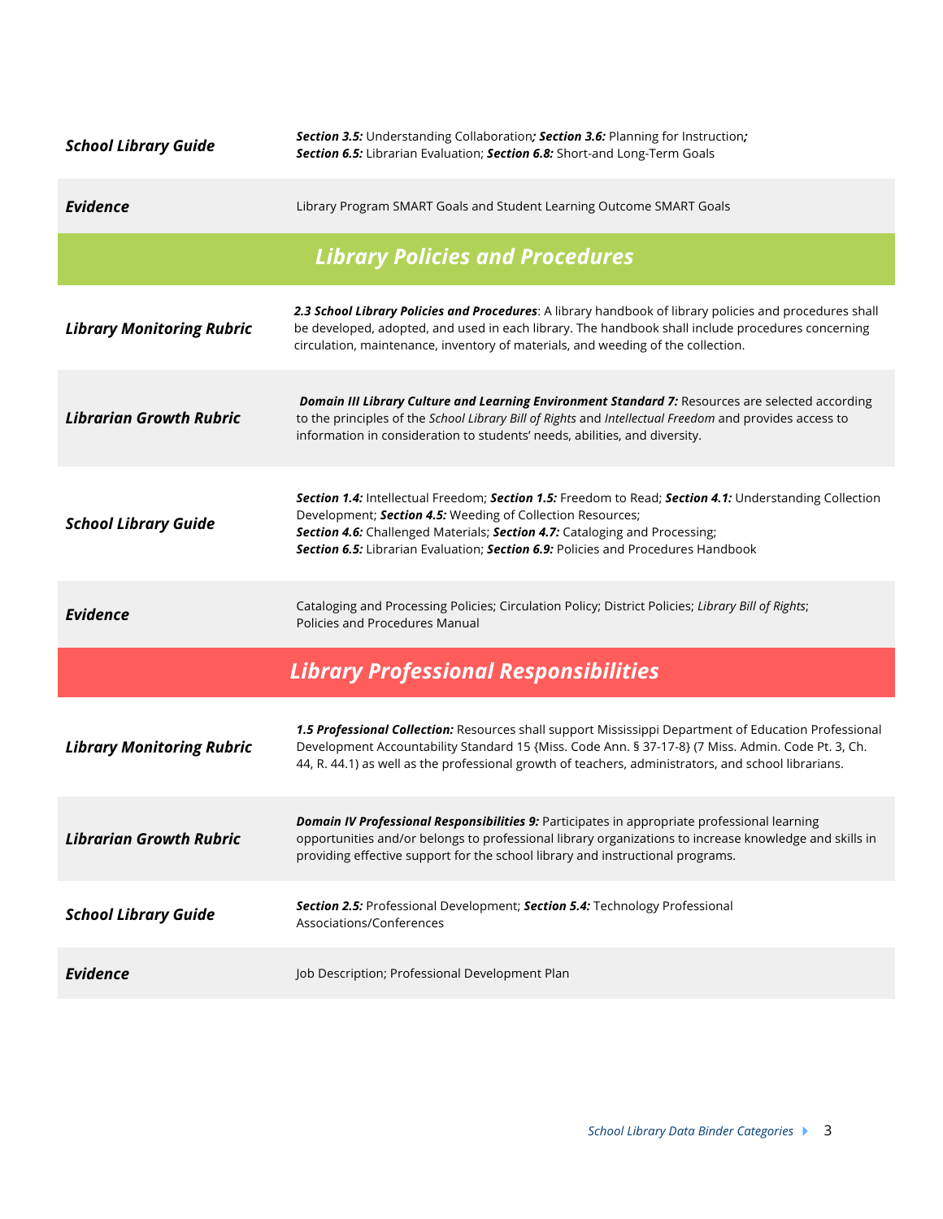| | |
|---|---|
| ***School Library Guide*** | ***Section 3.5:*** Understanding Collaboration***;*** ***Section 3.6:*** Planning for Instruction***;*** ***Section 6.5:*** Librarian Evaluation; ***Section 6.8:*** Short-and Long-Term Goals |
| ***Evidence*** | Library Program SMART Goals and Student Learning Outcome SMART Goals |

## *Library Policies and Procedures*

| | |
|---|---|
| ***Library Monitoring Rubric*** | ***2.3 School Library Policies and Procedures***: A library handbook of library policies and procedures shall be developed, adopted, and used in each library. The handbook shall include procedures concerning circulation, maintenance, inventory of materials, and weeding of the collection. |
| ***Librarian Growth Rubric*** | ***Domain III Library Culture and Learning Environment Standard 7:*** Resources are selected according to the principles of the *School Library Bill of Rights* and *Intellectual Freedom* and provides access to information in consideration to students' needs, abilities, and diversity. |
| ***School Library Guide*** | ***Section 1.4:*** Intellectual Freedom; ***Section 1.5:*** Freedom to Read; ***Section 4.1:*** Understanding Collection Development; ***Section 4.5:*** Weeding of Collection Resources; ***Section 4.6:*** Challenged Materials; ***Section 4.7:*** Cataloging and Processing; ***Section 6.5:*** Librarian Evaluation; ***Section 6.9:*** Policies and Procedures Handbook |
| ***Evidence*** | Cataloging and Processing Policies; Circulation Policy; District Policies; *Library Bill of Rights*; Policies and Procedures Manual |

## *Library Professional Responsibilities*

| | |
|---|---|
| ***Library Monitoring Rubric*** | ***1.5 Professional Collection:*** Resources shall support Mississippi Department of Education Professional Development Accountability Standard 15 {Miss. Code Ann. § 37-17-8} (7 Miss. Admin. Code Pt. 3, Ch. 44, R. 44.1) as well as the professional growth of teachers, administrators, and school librarians. |
| ***Librarian Growth Rubric*** | ***Domain IV Professional Responsibilities 9:*** Participates in appropriate professional learning opportunities and/or belongs to professional library organizations to increase knowledge and skills in providing effective support for the school library and instructional programs. |
| ***School Library Guide*** | ***Section 2.5:*** Professional Development; ***Section 5.4:*** Technology Professional Associations/Conferences |
| ***Evidence*** | Job Description; Professional Development Plan |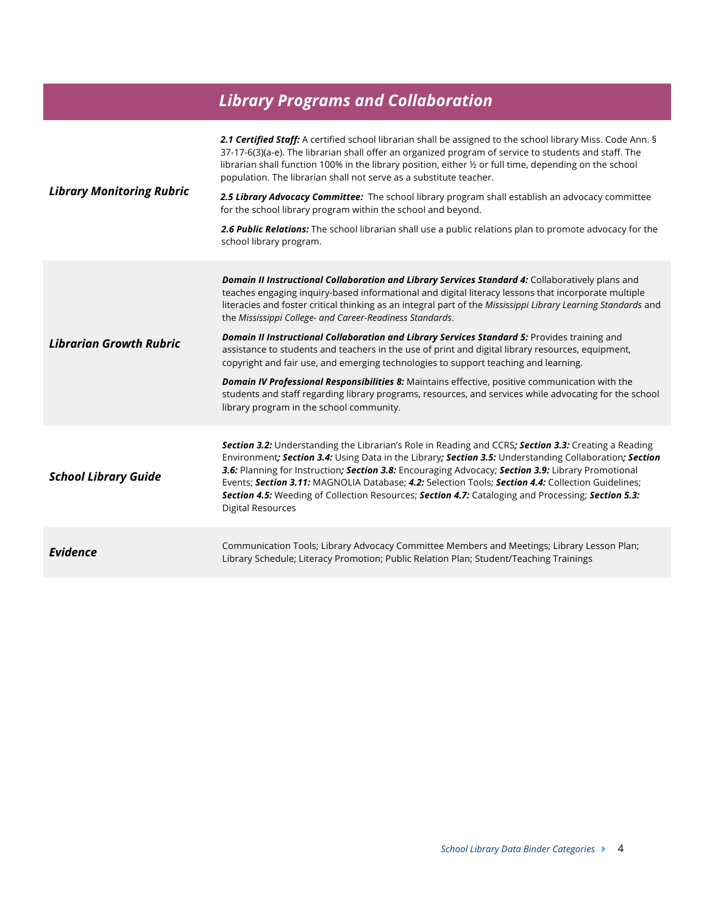## *Library Programs and Collaboration*

| | |
|---|---|
| ***Library Monitoring Rubric*** | ***2.1 Certified Staff:*** A certified school librarian shall be assigned to the school library Miss. Code Ann. § 37-17-6(3)(a-e). The librarian shall offer an organized program of service to students and staff. The librarian shall function 100% in the library position, either ½ or full time, depending on the school population. The librarian shall not serve as a substitute teacher.<br><br>***2.5 Library Advocacy Committee:*** The school library program shall establish an advocacy committee for the school library program within the school and beyond.<br><br>***2.6 Public Relations:*** The school librarian shall use a public relations plan to promote advocacy for the school library program. |
| ***Librarian Growth Rubric*** | ***Domain II Instructional Collaboration and Library Services Standard 4:*** Collaboratively plans and teaches engaging inquiry-based informational and digital literacy lessons that incorporate multiple literacies and foster critical thinking as an integral part of the *Mississippi Library Learning Standards* and the *Mississippi College- and Career-Readiness Standards*.<br><br>***Domain II Instructional Collaboration and Library Services Standard 5:*** Provides training and assistance to students and teachers in the use of print and digital library resources, equipment, copyright and fair use, and emerging technologies to support teaching and learning.<br><br>***Domain IV Professional Responsibilities 8:*** Maintains effective, positive communication with the students and staff regarding library programs, resources, and services while advocating for the school library program in the school community. |
| ***School Library Guide*** | ***Section 3.2:*** Understanding the Librarian's Role in Reading and CCRS***; Section 3.3:*** Creating a Reading Environment***; Section 3.4:*** Using Data in the Library***; Section 3.5:*** Understanding Collaboration***; Section 3.6:*** Planning for Instruction***; Section 3.8:*** Encouraging Advocacy; ***Section 3.9:*** Library Promotional Events; ***Section 3.11:*** MAGNOLIA Database; ***4.2:*** Selection Tools; ***Section 4.4:*** Collection Guidelines; ***Section 4.5:*** Weeding of Collection Resources; ***Section 4.7:*** Cataloging and Processing; ***Section 5.3:*** Digital Resources |
| ***Evidence*** | Communication Tools; Library Advocacy Committee Members and Meetings; Library Lesson Plan; Library Schedule; Literacy Promotion; Public Relation Plan; Student/Teaching Trainings |